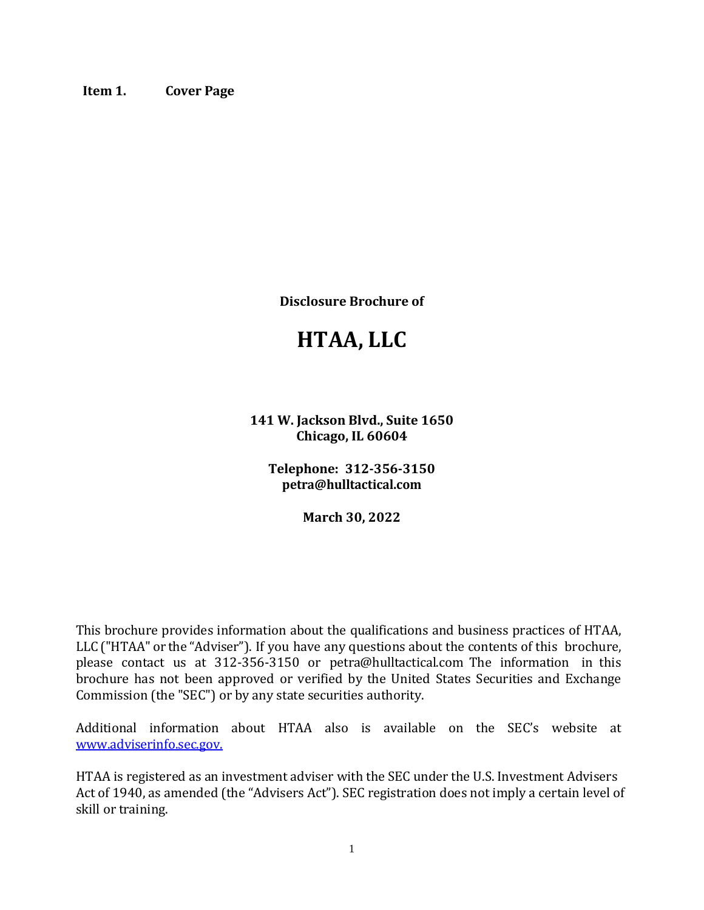## Item 1. Cover Page

**Disclosure Brochure of**

# HTAA, LLC

**141 W. Jackson Blvd., Suite 1650**
**Chicago, IL 60604**

**Telephone: 312-356-3150**
**petra@hulltactical.com**

**March 30, 2022**

This brochure provides information about the qualifications and business practices of HTAA, LLC ("HTAA" or the "Adviser"). If you have any questions about the contents of this brochure, please contact us at 312-356-3150 or petra@hulltactical.com The information in this brochure has not been approved or verified by the United States Securities and Exchange Commission (the "SEC") or by any state securities authority.

Additional information about HTAA also is available on the SEC's website at [www.adviserinfo.sec.gov.](http://www.adviserinfo.sec.gov)

HTAA is registered as an investment adviser with the SEC under the U.S. Investment Advisers Act of 1940, as amended (the "Advisers Act"). SEC registration does not imply a certain level of skill or training.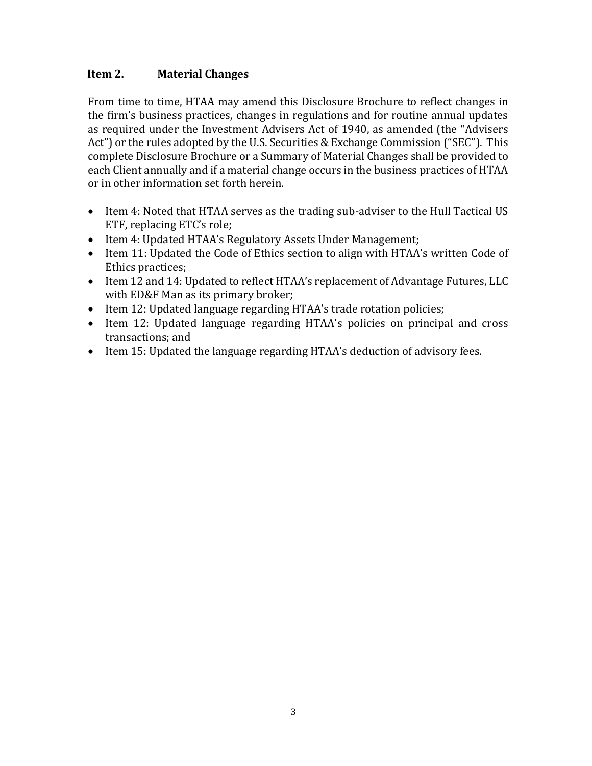## Item 2. Material Changes

From time to time, HTAA may amend this Disclosure Brochure to reflect changes in the firm's business practices, changes in regulations and for routine annual updates as required under the Investment Advisers Act of 1940, as amended (the "Advisers Act") or the rules adopted by the U.S. Securities & Exchange Commission ("SEC"). This complete Disclosure Brochure or a Summary of Material Changes shall be provided to each Client annually and if a material change occurs in the business practices of HTAA or in other information set forth herein.

- Item 4: Noted that HTAA serves as the trading sub-adviser to the Hull Tactical US ETF, replacing ETC's role;
- Item 4: Updated HTAA's Regulatory Assets Under Management;
- Item 11: Updated the Code of Ethics section to align with HTAA's written Code of Ethics practices;
- Item 12 and 14: Updated to reflect HTAA's replacement of Advantage Futures, LLC with ED&F Man as its primary broker;
- Item 12: Updated language regarding HTAA's trade rotation policies;
- Item 12: Updated language regarding HTAA's policies on principal and cross transactions; and
- Item 15: Updated the language regarding HTAA's deduction of advisory fees.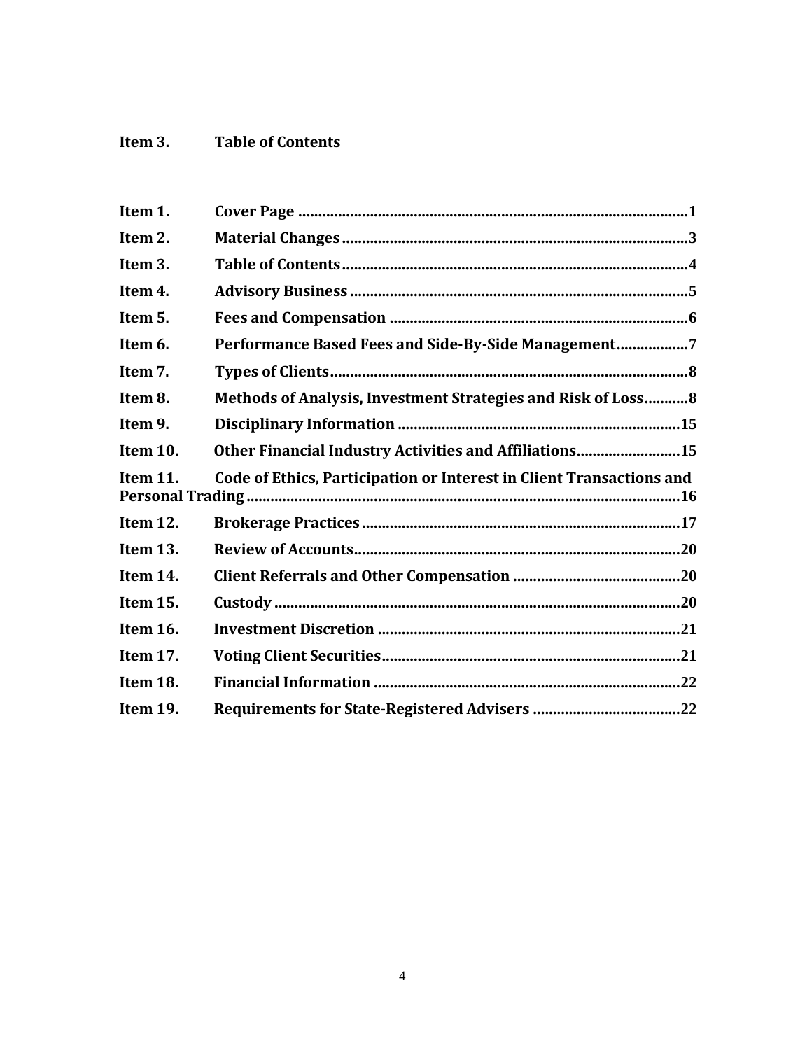## Item 3. Table of Contents

| | | |
|---|---|---|
| **Item 1.** | **Cover Page** | **1** |
| **Item 2.** | **Material Changes** | **3** |
| **Item 3.** | **Table of Contents** | **4** |
| **Item 4.** | **Advisory Business** | **5** |
| **Item 5.** | **Fees and Compensation** | **6** |
| **Item 6.** | **Performance Based Fees and Side-By-Side Management** | **7** |
| **Item 7.** | **Types of Clients** | **8** |
| **Item 8.** | **Methods of Analysis, Investment Strategies and Risk of Loss** | **8** |
| **Item 9.** | **Disciplinary Information** | **15** |
| **Item 10.** | **Other Financial Industry Activities and Affiliations** | **15** |
| **Item 11.** | **Code of Ethics, Participation or Interest in Client Transactions and Personal Trading** | **16** |
| **Item 12.** | **Brokerage Practices** | **17** |
| **Item 13.** | **Review of Accounts** | **20** |
| **Item 14.** | **Client Referrals and Other Compensation** | **20** |
| **Item 15.** | **Custody** | **20** |
| **Item 16.** | **Investment Discretion** | **21** |
| **Item 17.** | **Voting Client Securities** | **21** |
| **Item 18.** | **Financial Information** | **22** |
| **Item 19.** | **Requirements for State-Registered Advisers** | **22** |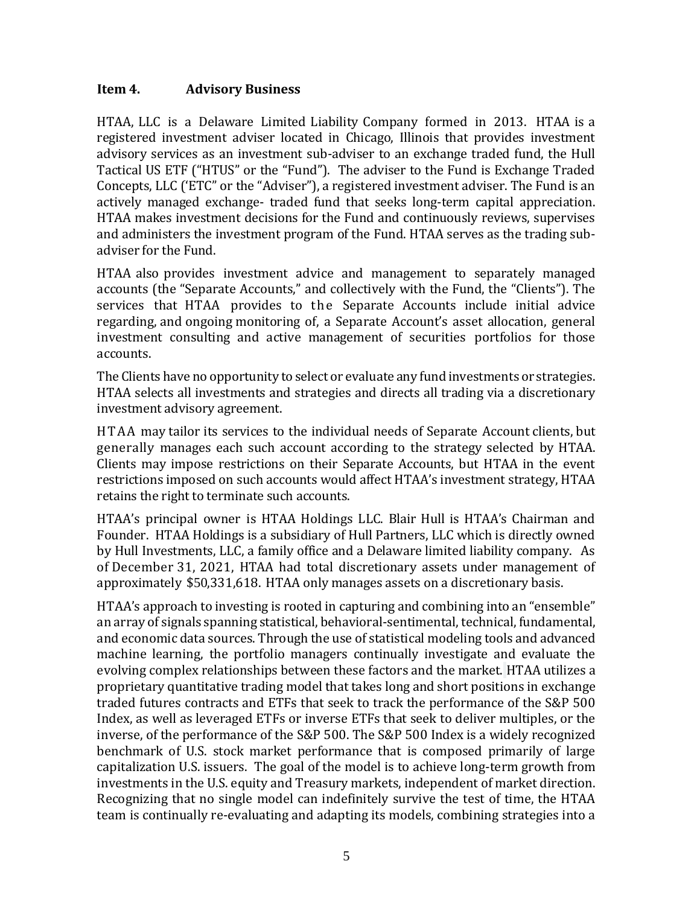## Item 4. Advisory Business

HTAA, LLC is a Delaware Limited Liability Company formed in 2013. HTAA is a registered investment adviser located in Chicago, Illinois that provides investment advisory services as an investment sub-adviser to an exchange traded fund, the Hull Tactical US ETF ("HTUS" or the "Fund"). The adviser to the Fund is Exchange Traded Concepts, LLC ('ETC" or the "Adviser"), a registered investment adviser. The Fund is an actively managed exchange- traded fund that seeks long-term capital appreciation. HTAA makes investment decisions for the Fund and continuously reviews, supervises and administers the investment program of the Fund. HTAA serves as the trading sub-adviser for the Fund.

HTAA also provides investment advice and management to separately managed accounts (the "Separate Accounts," and collectively with the Fund, the "Clients"). The services that HTAA provides to the Separate Accounts include initial advice regarding, and ongoing monitoring of, a Separate Account's asset allocation, general investment consulting and active management of securities portfolios for those accounts.

The Clients have no opportunity to select or evaluate any fund investments or strategies. HTAA selects all investments and strategies and directs all trading via a discretionary investment advisory agreement.

HTAA may tailor its services to the individual needs of Separate Account clients, but generally manages each such account according to the strategy selected by HTAA. Clients may impose restrictions on their Separate Accounts, but HTAA in the event restrictions imposed on such accounts would affect HTAA's investment strategy, HTAA retains the right to terminate such accounts.

HTAA's principal owner is HTAA Holdings LLC. Blair Hull is HTAA's Chairman and Founder. HTAA Holdings is a subsidiary of Hull Partners, LLC which is directly owned by Hull Investments, LLC, a family office and a Delaware limited liability company. As of December 31, 2021, HTAA had total discretionary assets under management of approximately $50,331,618. HTAA only manages assets on a discretionary basis.

HTAA's approach to investing is rooted in capturing and combining into an "ensemble" an array of signals spanning statistical, behavioral-sentimental, technical, fundamental, and economic data sources. Through the use of statistical modeling tools and advanced machine learning, the portfolio managers continually investigate and evaluate the evolving complex relationships between these factors and the market. HTAA utilizes a proprietary quantitative trading model that takes long and short positions in exchange traded futures contracts and ETFs that seek to track the performance of the S&P 500 Index, as well as leveraged ETFs or inverse ETFs that seek to deliver multiples, or the inverse, of the performance of the S&P 500. The S&P 500 Index is a widely recognized benchmark of U.S. stock market performance that is composed primarily of large capitalization U.S. issuers. The goal of the model is to achieve long-term growth from investments in the U.S. equity and Treasury markets, independent of market direction. Recognizing that no single model can indefinitely survive the test of time, the HTAA team is continually re-evaluating and adapting its models, combining strategies into a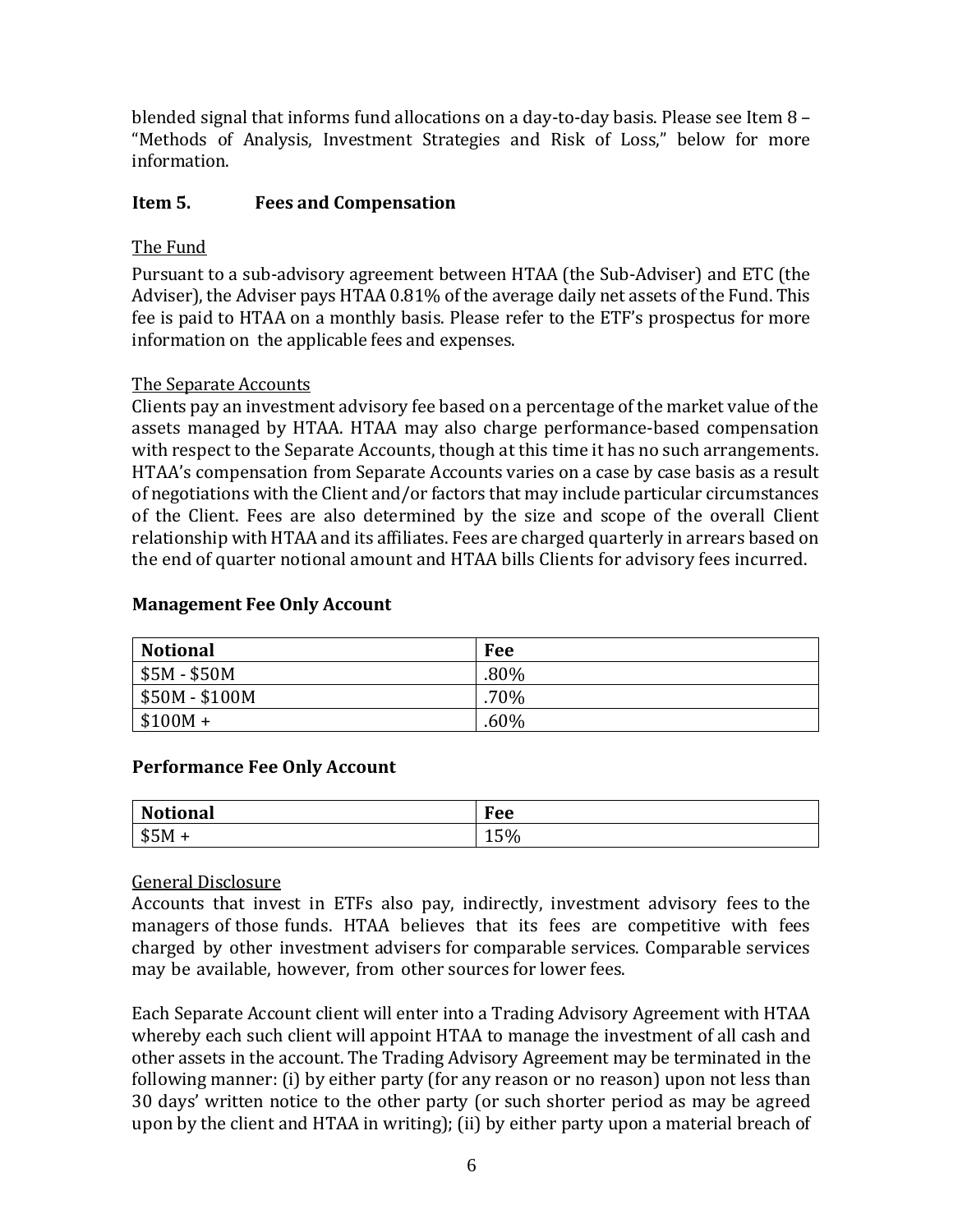blended signal that informs fund allocations on a day-to-day basis. Please see Item 8 – "Methods of Analysis, Investment Strategies and Risk of Loss," below for more information.

## Item 5. Fees and Compensation

The Fund

Pursuant to a sub-advisory agreement between HTAA (the Sub-Adviser) and ETC (the Adviser), the Adviser pays HTAA 0.81% of the average daily net assets of the Fund. This fee is paid to HTAA on a monthly basis. Please refer to the ETF's prospectus for more information on the applicable fees and expenses.

The Separate Accounts

Clients pay an investment advisory fee based on a percentage of the market value of the assets managed by HTAA. HTAA may also charge performance-based compensation with respect to the Separate Accounts, though at this time it has no such arrangements. HTAA's compensation from Separate Accounts varies on a case by case basis as a result of negotiations with the Client and/or factors that may include particular circumstances of the Client. Fees are also determined by the size and scope of the overall Client relationship with HTAA and its affiliates. Fees are charged quarterly in arrears based on the end of quarter notional amount and HTAA bills Clients for advisory fees incurred.

**Management Fee Only Account**

| Notional | Fee |
|---|---|
| $5M - $50M | .80% |
| $50M - $100M | .70% |
| $100M + | .60% |

**Performance Fee Only Account**

| Notional | Fee |
|---|---|
| $5M + | 15% |

General Disclosure

Accounts that invest in ETFs also pay, indirectly, investment advisory fees to the managers of those funds. HTAA believes that its fees are competitive with fees charged by other investment advisers for comparable services. Comparable services may be available, however, from other sources for lower fees.

Each Separate Account client will enter into a Trading Advisory Agreement with HTAA whereby each such client will appoint HTAA to manage the investment of all cash and other assets in the account. The Trading Advisory Agreement may be terminated in the following manner: (i) by either party (for any reason or no reason) upon not less than 30 days' written notice to the other party (or such shorter period as may be agreed upon by the client and HTAA in writing); (ii) by either party upon a material breach of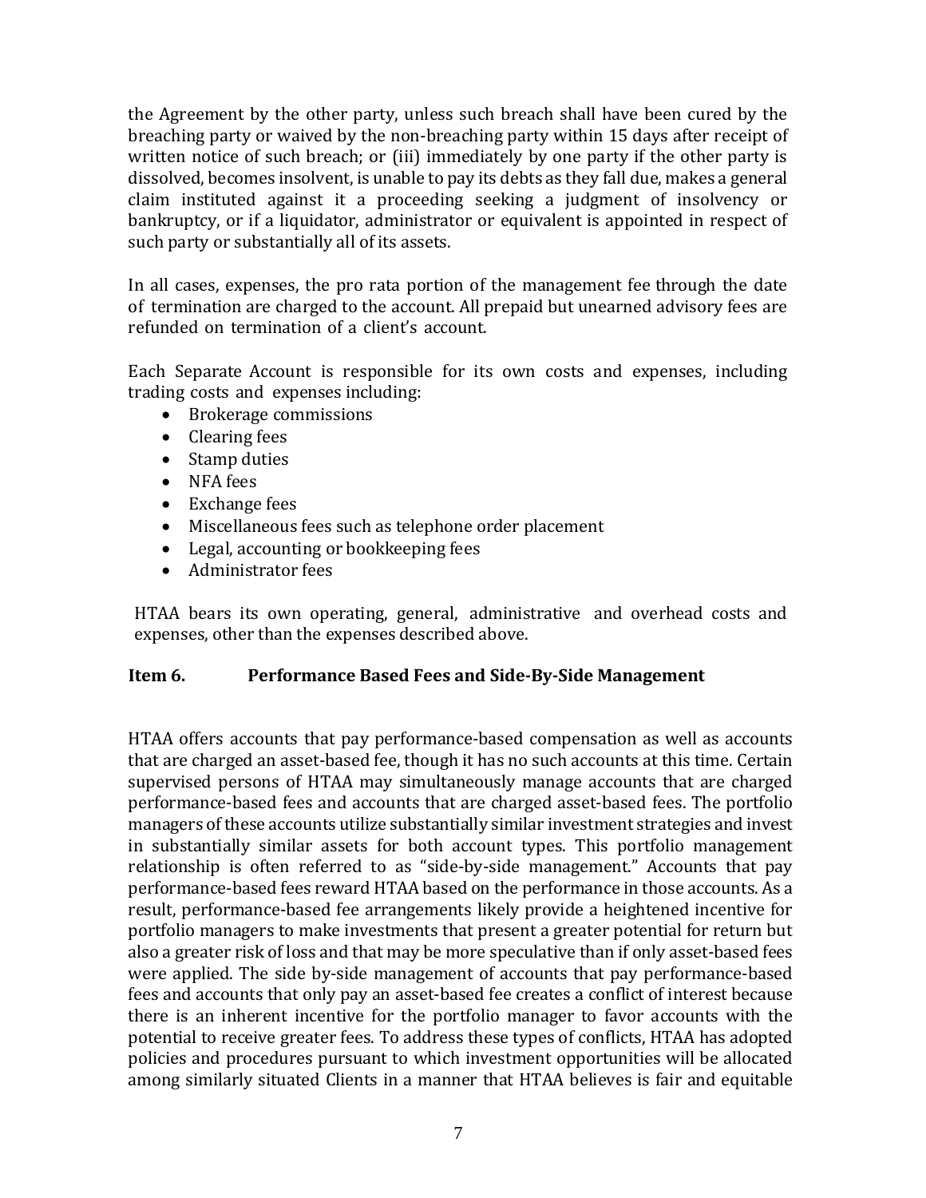the Agreement by the other party, unless such breach shall have been cured by the breaching party or waived by the non-breaching party within 15 days after receipt of written notice of such breach; or (iii) immediately by one party if the other party is dissolved, becomes insolvent, is unable to pay its debts as they fall due, makes a general claim instituted against it a proceeding seeking a judgment of insolvency or bankruptcy, or if a liquidator, administrator or equivalent is appointed in respect of such party or substantially all of its assets.

In all cases, expenses, the pro rata portion of the management fee through the date of termination are charged to the account. All prepaid but unearned advisory fees are refunded on termination of a client's account.

Each Separate Account is responsible for its own costs and expenses, including trading costs and expenses including:

- Brokerage commissions
- Clearing fees
- Stamp duties
- NFA fees
- Exchange fees
- Miscellaneous fees such as telephone order placement
- Legal, accounting or bookkeeping fees
- Administrator fees

HTAA bears its own operating, general, administrative and overhead costs and expenses, other than the expenses described above.

## Item 6. Performance Based Fees and Side-By-Side Management

HTAA offers accounts that pay performance-based compensation as well as accounts that are charged an asset-based fee, though it has no such accounts at this time. Certain supervised persons of HTAA may simultaneously manage accounts that are charged performance-based fees and accounts that are charged asset-based fees. The portfolio managers of these accounts utilize substantially similar investment strategies and invest in substantially similar assets for both account types. This portfolio management relationship is often referred to as "side-by-side management." Accounts that pay performance-based fees reward HTAA based on the performance in those accounts. As a result, performance-based fee arrangements likely provide a heightened incentive for portfolio managers to make investments that present a greater potential for return but also a greater risk of loss and that may be more speculative than if only asset-based fees were applied. The side by-side management of accounts that pay performance-based fees and accounts that only pay an asset-based fee creates a conflict of interest because there is an inherent incentive for the portfolio manager to favor accounts with the potential to receive greater fees. To address these types of conflicts, HTAA has adopted policies and procedures pursuant to which investment opportunities will be allocated among similarly situated Clients in a manner that HTAA believes is fair and equitable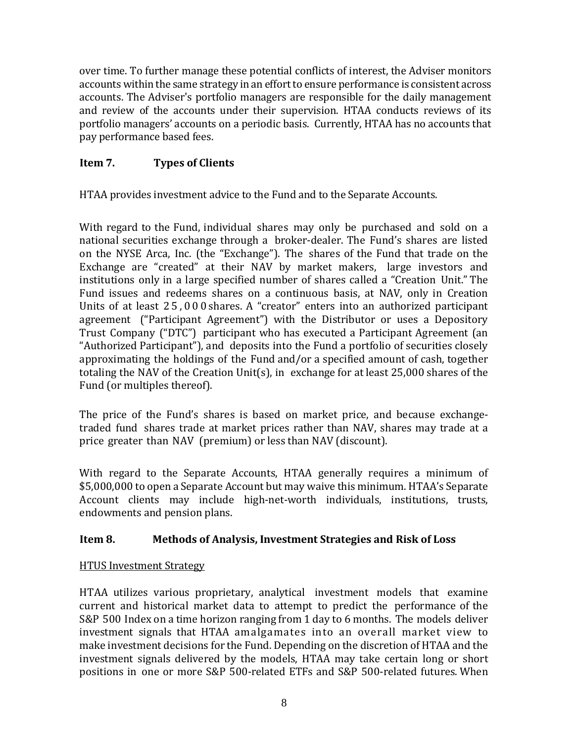over time. To further manage these potential conflicts of interest, the Adviser monitors accounts within the same strategy in an effort to ensure performance is consistent across accounts. The Adviser's portfolio managers are responsible for the daily management and review of the accounts under their supervision. HTAA conducts reviews of its portfolio managers' accounts on a periodic basis. Currently, HTAA has no accounts that pay performance based fees.

## Item 7. Types of Clients

HTAA provides investment advice to the Fund and to the Separate Accounts.

With regard to the Fund, individual shares may only be purchased and sold on a national securities exchange through a broker-dealer. The Fund's shares are listed on the NYSE Arca, Inc. (the "Exchange"). The shares of the Fund that trade on the Exchange are "created" at their NAV by market makers, large investors and institutions only in a large specified number of shares called a "Creation Unit." The Fund issues and redeems shares on a continuous basis, at NAV, only in Creation Units of at least 25,000 shares. A "creator" enters into an authorized participant agreement ("Participant Agreement") with the Distributor or uses a Depository Trust Company ("DTC") participant who has executed a Participant Agreement (an "Authorized Participant"), and deposits into the Fund a portfolio of securities closely approximating the holdings of the Fund and/or a specified amount of cash, together totaling the NAV of the Creation Unit(s), in exchange for at least 25,000 shares of the Fund (or multiples thereof).

The price of the Fund's shares is based on market price, and because exchange-traded fund shares trade at market prices rather than NAV, shares may trade at a price greater than NAV (premium) or less than NAV (discount).

With regard to the Separate Accounts, HTAA generally requires a minimum of $5,000,000 to open a Separate Account but may waive this minimum. HTAA's Separate Account clients may include high-net-worth individuals, institutions, trusts, endowments and pension plans.

## Item 8. Methods of Analysis, Investment Strategies and Risk of Loss

HTUS Investment Strategy

HTAA utilizes various proprietary, analytical investment models that examine current and historical market data to attempt to predict the performance of the S&P 500 Index on a time horizon ranging from 1 day to 6 months. The models deliver investment signals that HTAA amalgamates into an overall market view to make investment decisions for the Fund. Depending on the discretion of HTAA and the investment signals delivered by the models, HTAA may take certain long or short positions in one or more S&P 500-related ETFs and S&P 500-related futures. When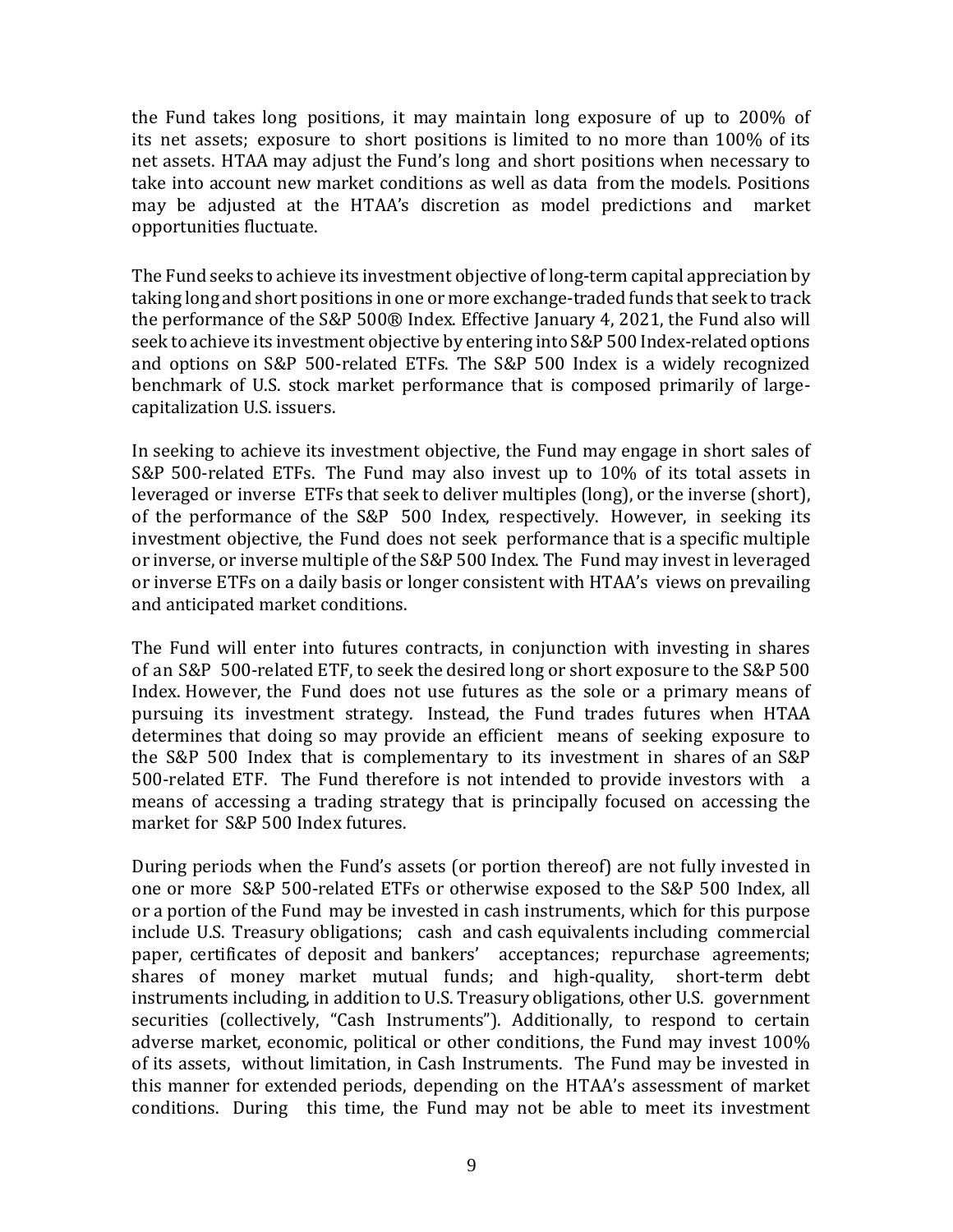the Fund takes long positions, it may maintain long exposure of up to 200% of its net assets; exposure to short positions is limited to no more than 100% of its net assets. HTAA may adjust the Fund's long and short positions when necessary to take into account new market conditions as well as data from the models. Positions may be adjusted at the HTAA's discretion as model predictions and market opportunities fluctuate.

The Fund seeks to achieve its investment objective of long-term capital appreciation by taking long and short positions in one or more exchange-traded funds that seek to track the performance of the S&P 500® Index. Effective January 4, 2021, the Fund also will seek to achieve its investment objective by entering into S&P 500 Index-related options and options on S&P 500-related ETFs. The S&P 500 Index is a widely recognized benchmark of U.S. stock market performance that is composed primarily of large-capitalization U.S. issuers.

In seeking to achieve its investment objective, the Fund may engage in short sales of S&P 500-related ETFs. The Fund may also invest up to 10% of its total assets in leveraged or inverse ETFs that seek to deliver multiples (long), or the inverse (short), of the performance of the S&P 500 Index, respectively. However, in seeking its investment objective, the Fund does not seek performance that is a specific multiple or inverse, or inverse multiple of the S&P 500 Index. The Fund may invest in leveraged or inverse ETFs on a daily basis or longer consistent with HTAA's views on prevailing and anticipated market conditions.

The Fund will enter into futures contracts, in conjunction with investing in shares of an S&P 500-related ETF, to seek the desired long or short exposure to the S&P 500 Index. However, the Fund does not use futures as the sole or a primary means of pursuing its investment strategy. Instead, the Fund trades futures when HTAA determines that doing so may provide an efficient means of seeking exposure to the S&P 500 Index that is complementary to its investment in shares of an S&P 500-related ETF. The Fund therefore is not intended to provide investors with a means of accessing a trading strategy that is principally focused on accessing the market for S&P 500 Index futures.

During periods when the Fund's assets (or portion thereof) are not fully invested in one or more S&P 500-related ETFs or otherwise exposed to the S&P 500 Index, all or a portion of the Fund may be invested in cash instruments, which for this purpose include U.S. Treasury obligations; cash and cash equivalents including commercial paper, certificates of deposit and bankers' acceptances; repurchase agreements; shares of money market mutual funds; and high-quality, short-term debt instruments including, in addition to U.S. Treasury obligations, other U.S. government securities (collectively, "Cash Instruments"). Additionally, to respond to certain adverse market, economic, political or other conditions, the Fund may invest 100% of its assets, without limitation, in Cash Instruments. The Fund may be invested in this manner for extended periods, depending on the HTAA's assessment of market conditions. During this time, the Fund may not be able to meet its investment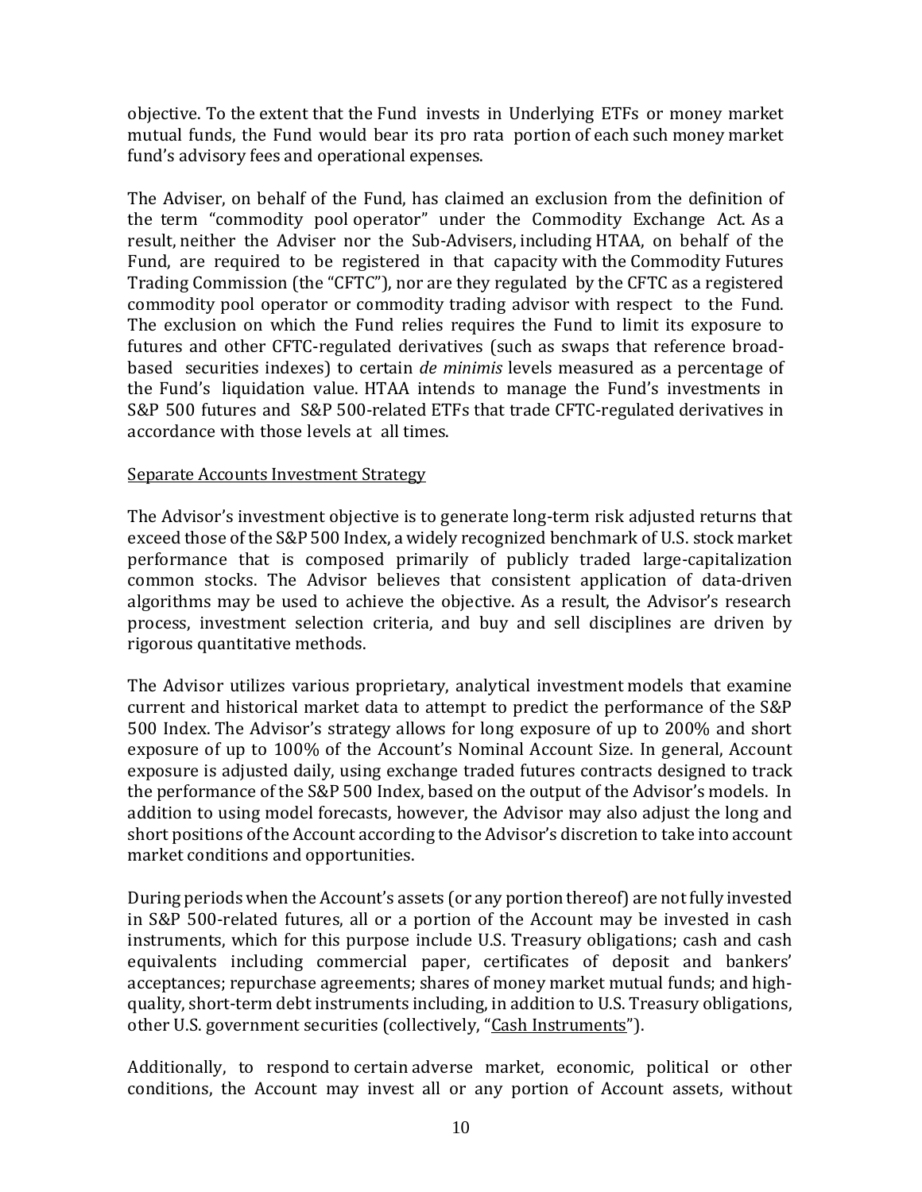objective. To the extent that the Fund invests in Underlying ETFs or money market mutual funds, the Fund would bear its pro rata portion of each such money market fund's advisory fees and operational expenses.

The Adviser, on behalf of the Fund, has claimed an exclusion from the definition of the term "commodity pool operator" under the Commodity Exchange Act. As a result, neither the Adviser nor the Sub-Advisers, including HTAA, on behalf of the Fund, are required to be registered in that capacity with the Commodity Futures Trading Commission (the "CFTC"), nor are they regulated by the CFTC as a registered commodity pool operator or commodity trading advisor with respect to the Fund. The exclusion on which the Fund relies requires the Fund to limit its exposure to futures and other CFTC-regulated derivatives (such as swaps that reference broad-based securities indexes) to certain *de minimis* levels measured as a percentage of the Fund's liquidation value. HTAA intends to manage the Fund's investments in S&P 500 futures and S&P 500-related ETFs that trade CFTC-regulated derivatives in accordance with those levels at all times.

<u>Separate Accounts Investment Strategy</u>

The Advisor's investment objective is to generate long-term risk adjusted returns that exceed those of the S&P 500 Index, a widely recognized benchmark of U.S. stock market performance that is composed primarily of publicly traded large-capitalization common stocks. The Advisor believes that consistent application of data-driven algorithms may be used to achieve the objective. As a result, the Advisor's research process, investment selection criteria, and buy and sell disciplines are driven by rigorous quantitative methods.

The Advisor utilizes various proprietary, analytical investment models that examine current and historical market data to attempt to predict the performance of the S&P 500 Index. The Advisor's strategy allows for long exposure of up to 200% and short exposure of up to 100% of the Account's Nominal Account Size. In general, Account exposure is adjusted daily, using exchange traded futures contracts designed to track the performance of the S&P 500 Index, based on the output of the Advisor's models. In addition to using model forecasts, however, the Advisor may also adjust the long and short positions of the Account according to the Advisor's discretion to take into account market conditions and opportunities.

During periods when the Account's assets (or any portion thereof) are not fully invested in S&P 500-related futures, all or a portion of the Account may be invested in cash instruments, which for this purpose include U.S. Treasury obligations; cash and cash equivalents including commercial paper, certificates of deposit and bankers' acceptances; repurchase agreements; shares of money market mutual funds; and high-quality, short-term debt instruments including, in addition to U.S. Treasury obligations, other U.S. government securities (collectively, "<u>Cash Instruments</u>").

Additionally, to respond to certain adverse market, economic, political or other conditions, the Account may invest all or any portion of Account assets, without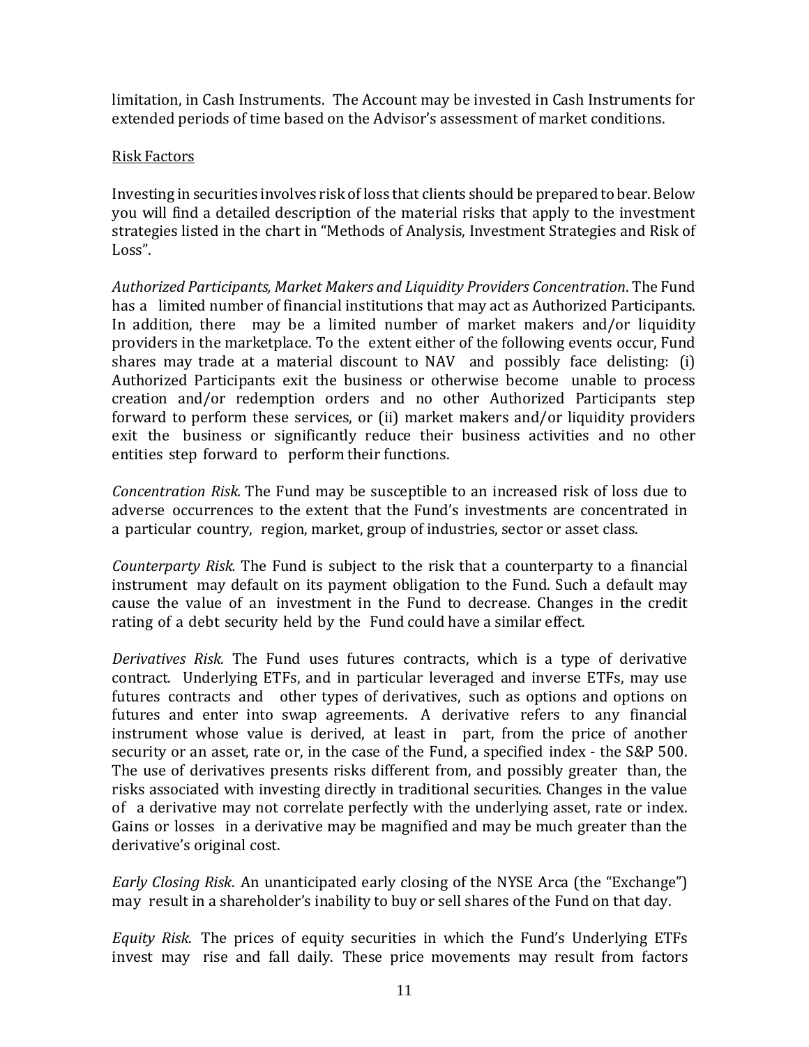limitation, in Cash Instruments. The Account may be invested in Cash Instruments for extended periods of time based on the Advisor's assessment of market conditions.

Risk Factors

Investing in securities involves risk of loss that clients should be prepared to bear. Below you will find a detailed description of the material risks that apply to the investment strategies listed in the chart in "Methods of Analysis, Investment Strategies and Risk of Loss".

*Authorized Participants, Market Makers and Liquidity Providers Concentration*. The Fund has a limited number of financial institutions that may act as Authorized Participants. In addition, there may be a limited number of market makers and/or liquidity providers in the marketplace. To the extent either of the following events occur, Fund shares may trade at a material discount to NAV and possibly face delisting: (i) Authorized Participants exit the business or otherwise become unable to process creation and/or redemption orders and no other Authorized Participants step forward to perform these services, or (ii) market makers and/or liquidity providers exit the business or significantly reduce their business activities and no other entities step forward to perform their functions.

*Concentration Risk.* The Fund may be susceptible to an increased risk of loss due to adverse occurrences to the extent that the Fund's investments are concentrated in a particular country, region, market, group of industries, sector or asset class.

*Counterparty Risk.* The Fund is subject to the risk that a counterparty to a financial instrument may default on its payment obligation to the Fund. Such a default may cause the value of an investment in the Fund to decrease. Changes in the credit rating of a debt security held by the Fund could have a similar effect.

*Derivatives Risk.* The Fund uses futures contracts, which is a type of derivative contract. Underlying ETFs, and in particular leveraged and inverse ETFs, may use futures contracts and other types of derivatives, such as options and options on futures and enter into swap agreements. A derivative refers to any financial instrument whose value is derived, at least in part, from the price of another security or an asset, rate or, in the case of the Fund, a specified index - the S&P 500. The use of derivatives presents risks different from, and possibly greater than, the risks associated with investing directly in traditional securities. Changes in the value of a derivative may not correlate perfectly with the underlying asset, rate or index. Gains or losses in a derivative may be magnified and may be much greater than the derivative's original cost.

*Early Closing Risk*. An unanticipated early closing of the NYSE Arca (the "Exchange") may result in a shareholder's inability to buy or sell shares of the Fund on that day.

*Equity Risk*. The prices of equity securities in which the Fund's Underlying ETFs invest may rise and fall daily. These price movements may result from factors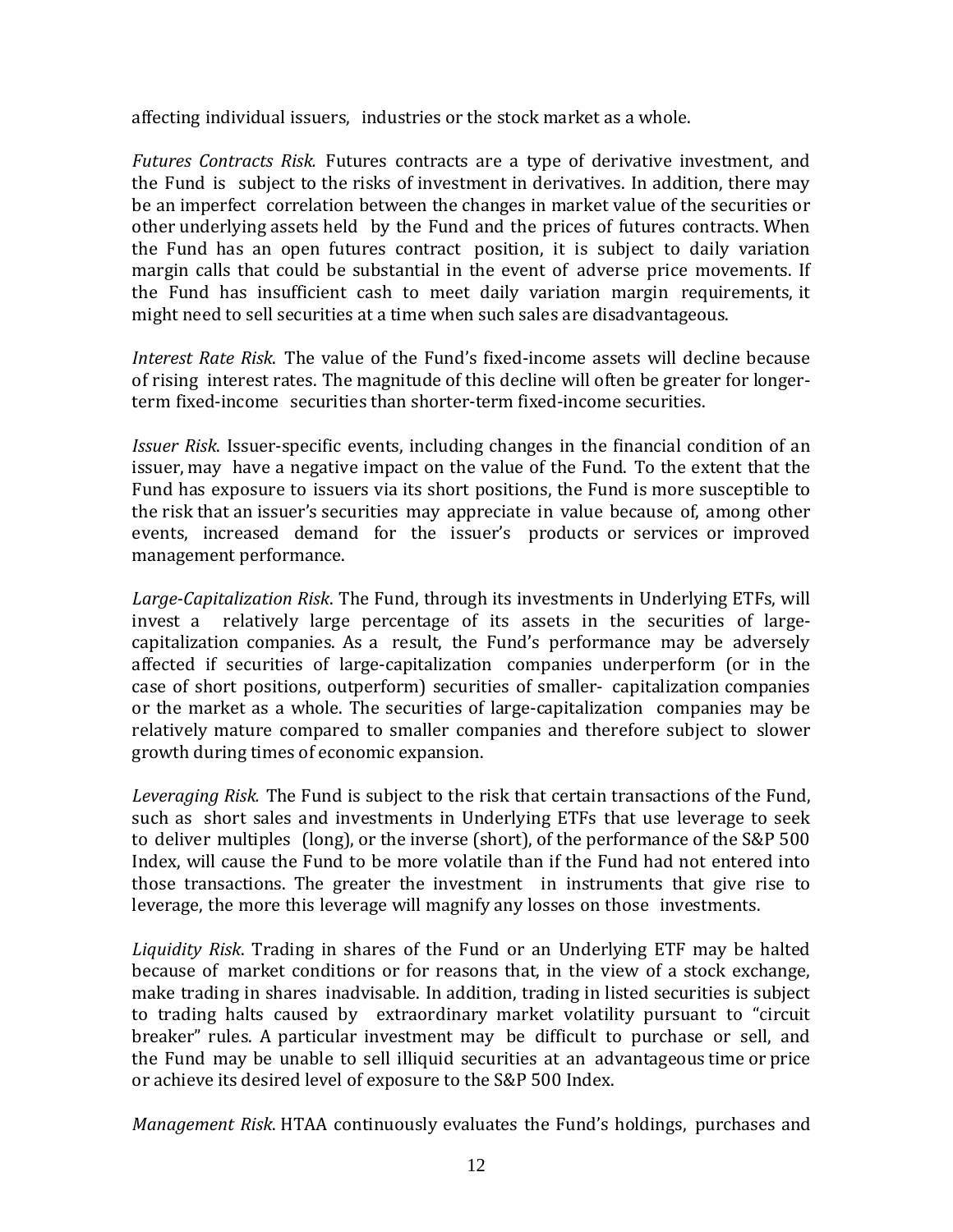affecting individual issuers, industries or the stock market as a whole.

*Futures Contracts Risk.* Futures contracts are a type of derivative investment, and the Fund is subject to the risks of investment in derivatives. In addition, there may be an imperfect correlation between the changes in market value of the securities or other underlying assets held by the Fund and the prices of futures contracts. When the Fund has an open futures contract position, it is subject to daily variation margin calls that could be substantial in the event of adverse price movements. If the Fund has insufficient cash to meet daily variation margin requirements, it might need to sell securities at a time when such sales are disadvantageous.

*Interest Rate Risk*. The value of the Fund's fixed-income assets will decline because of rising interest rates. The magnitude of this decline will often be greater for longer-term fixed-income securities than shorter-term fixed-income securities.

*Issuer Risk*. Issuer-specific events, including changes in the financial condition of an issuer, may have a negative impact on the value of the Fund. To the extent that the Fund has exposure to issuers via its short positions, the Fund is more susceptible to the risk that an issuer's securities may appreciate in value because of, among other events, increased demand for the issuer's products or services or improved management performance.

*Large-Capitalization Risk*. The Fund, through its investments in Underlying ETFs, will invest a relatively large percentage of its assets in the securities of large-capitalization companies. As a result, the Fund's performance may be adversely affected if securities of large-capitalization companies underperform (or in the case of short positions, outperform) securities of smaller- capitalization companies or the market as a whole. The securities of large-capitalization companies may be relatively mature compared to smaller companies and therefore subject to slower growth during times of economic expansion.

*Leveraging Risk.* The Fund is subject to the risk that certain transactions of the Fund, such as short sales and investments in Underlying ETFs that use leverage to seek to deliver multiples (long), or the inverse (short), of the performance of the S&P 500 Index, will cause the Fund to be more volatile than if the Fund had not entered into those transactions. The greater the investment in instruments that give rise to leverage, the more this leverage will magnify any losses on those investments.

*Liquidity Risk*. Trading in shares of the Fund or an Underlying ETF may be halted because of market conditions or for reasons that, in the view of a stock exchange, make trading in shares inadvisable. In addition, trading in listed securities is subject to trading halts caused by extraordinary market volatility pursuant to "circuit breaker" rules. A particular investment may be difficult to purchase or sell, and the Fund may be unable to sell illiquid securities at an advantageous time or price or achieve its desired level of exposure to the S&P 500 Index.

*Management Risk*. HTAA continuously evaluates the Fund's holdings, purchases and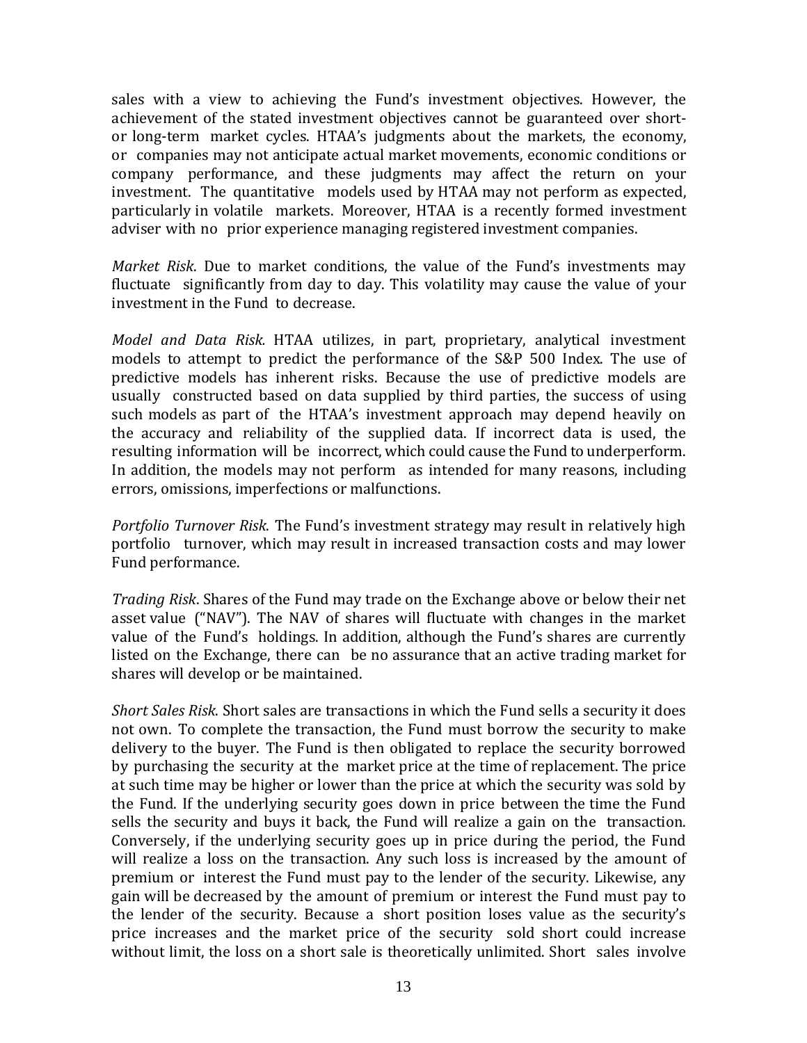sales with a view to achieving the Fund's investment objectives. However, the achievement of the stated investment objectives cannot be guaranteed over short- or long-term market cycles. HTAA's judgments about the markets, the economy, or companies may not anticipate actual market movements, economic conditions or company performance, and these judgments may affect the return on your investment. The quantitative models used by HTAA may not perform as expected, particularly in volatile markets. Moreover, HTAA is a recently formed investment adviser with no prior experience managing registered investment companies.

*Market Risk*. Due to market conditions, the value of the Fund's investments may fluctuate significantly from day to day. This volatility may cause the value of your investment in the Fund to decrease.

*Model and Data Risk.* HTAA utilizes, in part, proprietary, analytical investment models to attempt to predict the performance of the S&P 500 Index. The use of predictive models has inherent risks. Because the use of predictive models are usually constructed based on data supplied by third parties, the success of using such models as part of the HTAA's investment approach may depend heavily on the accuracy and reliability of the supplied data. If incorrect data is used, the resulting information will be incorrect, which could cause the Fund to underperform. In addition, the models may not perform as intended for many reasons, including errors, omissions, imperfections or malfunctions.

*Portfolio Turnover Risk*. The Fund's investment strategy may result in relatively high portfolio turnover, which may result in increased transaction costs and may lower Fund performance.

*Trading Risk*. Shares of the Fund may trade on the Exchange above or below their net asset value ("NAV"). The NAV of shares will fluctuate with changes in the market value of the Fund's holdings. In addition, although the Fund's shares are currently listed on the Exchange, there can be no assurance that an active trading market for shares will develop or be maintained.

*Short Sales Risk*. Short sales are transactions in which the Fund sells a security it does not own. To complete the transaction, the Fund must borrow the security to make delivery to the buyer. The Fund is then obligated to replace the security borrowed by purchasing the security at the market price at the time of replacement. The price at such time may be higher or lower than the price at which the security was sold by the Fund. If the underlying security goes down in price between the time the Fund sells the security and buys it back, the Fund will realize a gain on the transaction. Conversely, if the underlying security goes up in price during the period, the Fund will realize a loss on the transaction. Any such loss is increased by the amount of premium or interest the Fund must pay to the lender of the security. Likewise, any gain will be decreased by the amount of premium or interest the Fund must pay to the lender of the security. Because a short position loses value as the security's price increases and the market price of the security sold short could increase without limit, the loss on a short sale is theoretically unlimited. Short sales involve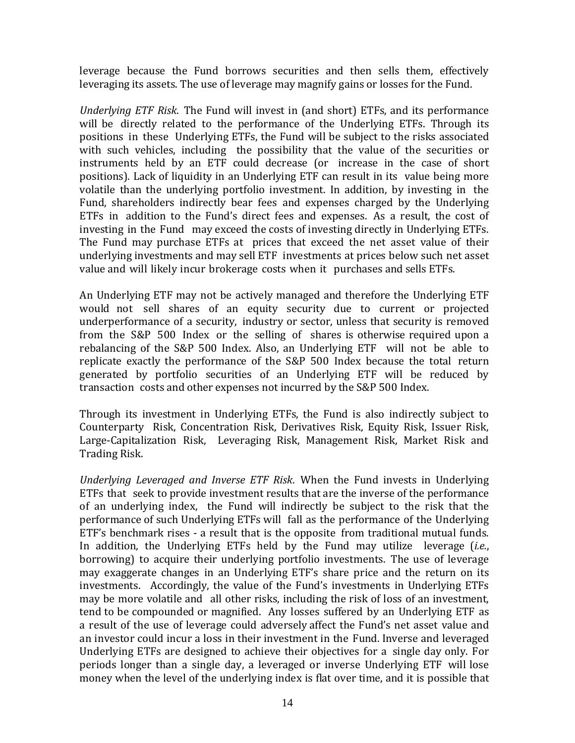leverage because the Fund borrows securities and then sells them, effectively leveraging its assets. The use of leverage may magnify gains or losses for the Fund.

*Underlying ETF Risk*. The Fund will invest in (and short) ETFs, and its performance will be directly related to the performance of the Underlying ETFs. Through its positions in these Underlying ETFs, the Fund will be subject to the risks associated with such vehicles, including the possibility that the value of the securities or instruments held by an ETF could decrease (or increase in the case of short positions). Lack of liquidity in an Underlying ETF can result in its value being more volatile than the underlying portfolio investment. In addition, by investing in the Fund, shareholders indirectly bear fees and expenses charged by the Underlying ETFs in addition to the Fund's direct fees and expenses. As a result, the cost of investing in the Fund may exceed the costs of investing directly in Underlying ETFs. The Fund may purchase ETFs at prices that exceed the net asset value of their underlying investments and may sell ETF investments at prices below such net asset value and will likely incur brokerage costs when it purchases and sells ETFs.

An Underlying ETF may not be actively managed and therefore the Underlying ETF would not sell shares of an equity security due to current or projected underperformance of a security, industry or sector, unless that security is removed from the S&P 500 Index or the selling of shares is otherwise required upon a rebalancing of the S&P 500 Index. Also, an Underlying ETF will not be able to replicate exactly the performance of the S&P 500 Index because the total return generated by portfolio securities of an Underlying ETF will be reduced by transaction costs and other expenses not incurred by the S&P 500 Index.

Through its investment in Underlying ETFs, the Fund is also indirectly subject to Counterparty Risk, Concentration Risk, Derivatives Risk, Equity Risk, Issuer Risk, Large-Capitalization Risk, Leveraging Risk, Management Risk, Market Risk and Trading Risk.

*Underlying Leveraged and Inverse ETF Risk*. When the Fund invests in Underlying ETFs that seek to provide investment results that are the inverse of the performance of an underlying index, the Fund will indirectly be subject to the risk that the performance of such Underlying ETFs will fall as the performance of the Underlying ETF's benchmark rises - a result that is the opposite from traditional mutual funds. In addition, the Underlying ETFs held by the Fund may utilize leverage (*i.e.*, borrowing) to acquire their underlying portfolio investments. The use of leverage may exaggerate changes in an Underlying ETF's share price and the return on its investments. Accordingly, the value of the Fund's investments in Underlying ETFs may be more volatile and all other risks, including the risk of loss of an investment, tend to be compounded or magnified. Any losses suffered by an Underlying ETF as a result of the use of leverage could adversely affect the Fund's net asset value and an investor could incur a loss in their investment in the Fund. Inverse and leveraged Underlying ETFs are designed to achieve their objectives for a single day only. For periods longer than a single day, a leveraged or inverse Underlying ETF will lose money when the level of the underlying index is flat over time, and it is possible that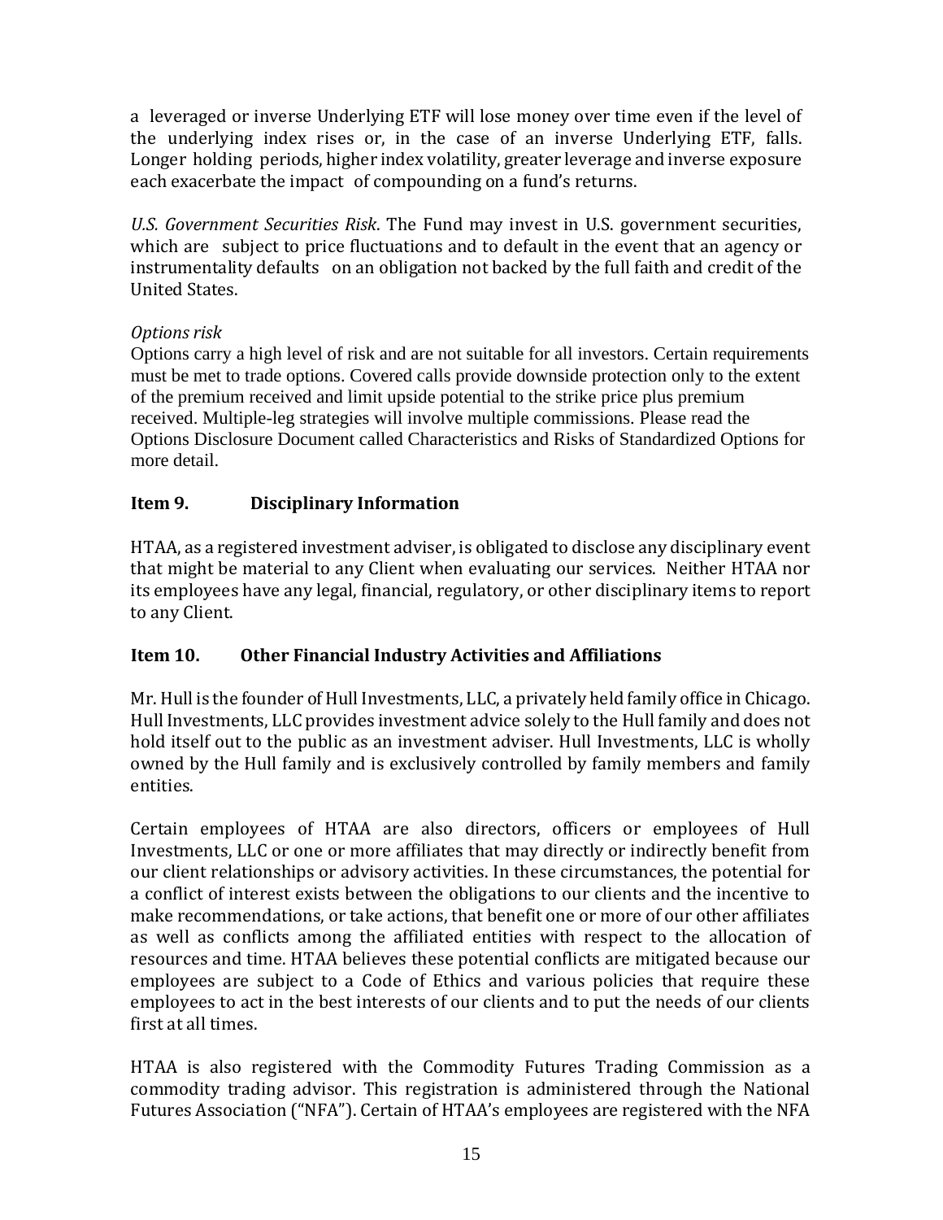a leveraged or inverse Underlying ETF will lose money over time even if the level of the underlying index rises or, in the case of an inverse Underlying ETF, falls. Longer holding periods, higher index volatility, greater leverage and inverse exposure each exacerbate the impact of compounding on a fund's returns.

*U.S. Government Securities Risk*. The Fund may invest in U.S. government securities, which are subject to price fluctuations and to default in the event that an agency or instrumentality defaults on an obligation not backed by the full faith and credit of the United States.

*Options risk*

Options carry a high level of risk and are not suitable for all investors. Certain requirements must be met to trade options. Covered calls provide downside protection only to the extent of the premium received and limit upside potential to the strike price plus premium received. Multiple-leg strategies will involve multiple commissions. Please read the Options Disclosure Document called Characteristics and Risks of Standardized Options for more detail.

## Item 9. Disciplinary Information

HTAA, as a registered investment adviser, is obligated to disclose any disciplinary event that might be material to any Client when evaluating our services. Neither HTAA nor its employees have any legal, financial, regulatory, or other disciplinary items to report to any Client.

## Item 10. Other Financial Industry Activities and Affiliations

Mr. Hull is the founder of Hull Investments, LLC, a privately held family office in Chicago. Hull Investments, LLC provides investment advice solely to the Hull family and does not hold itself out to the public as an investment adviser. Hull Investments, LLC is wholly owned by the Hull family and is exclusively controlled by family members and family entities.

Certain employees of HTAA are also directors, officers or employees of Hull Investments, LLC or one or more affiliates that may directly or indirectly benefit from our client relationships or advisory activities. In these circumstances, the potential for a conflict of interest exists between the obligations to our clients and the incentive to make recommendations, or take actions, that benefit one or more of our other affiliates as well as conflicts among the affiliated entities with respect to the allocation of resources and time. HTAA believes these potential conflicts are mitigated because our employees are subject to a Code of Ethics and various policies that require these employees to act in the best interests of our clients and to put the needs of our clients first at all times.

HTAA is also registered with the Commodity Futures Trading Commission as a commodity trading advisor. This registration is administered through the National Futures Association ("NFA"). Certain of HTAA's employees are registered with the NFA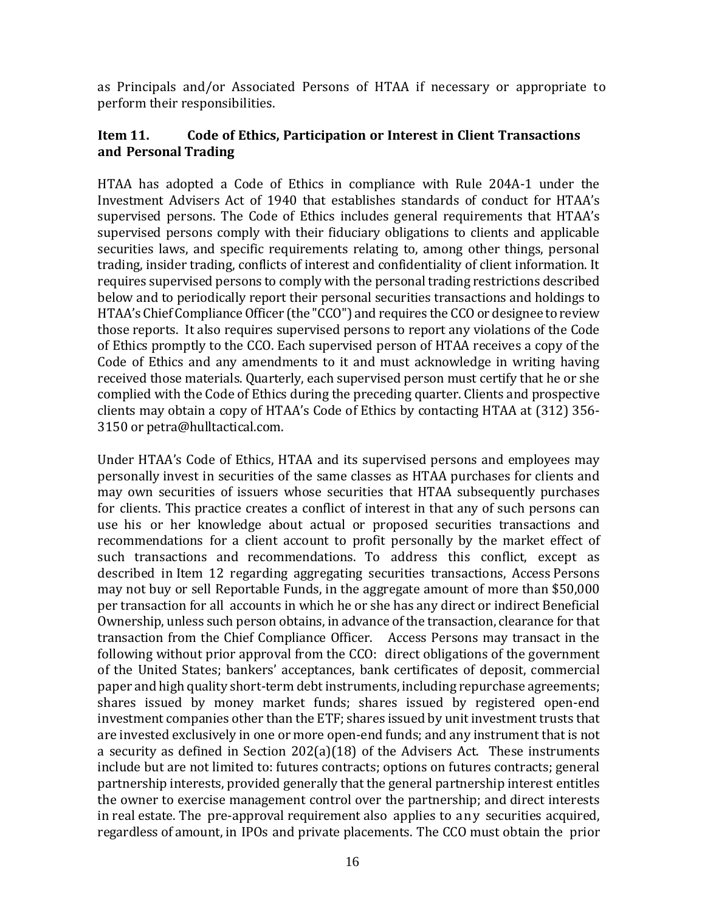as Principals and/or Associated Persons of HTAA if necessary or appropriate to perform their responsibilities.

## Item 11. Code of Ethics, Participation or Interest in Client Transactions and Personal Trading

HTAA has adopted a Code of Ethics in compliance with Rule 204A-1 under the Investment Advisers Act of 1940 that establishes standards of conduct for HTAA's supervised persons. The Code of Ethics includes general requirements that HTAA's supervised persons comply with their fiduciary obligations to clients and applicable securities laws, and specific requirements relating to, among other things, personal trading, insider trading, conflicts of interest and confidentiality of client information. It requires supervised persons to comply with the personal trading restrictions described below and to periodically report their personal securities transactions and holdings to HTAA's Chief Compliance Officer (the "CCO") and requires the CCO or designee to review those reports. It also requires supervised persons to report any violations of the Code of Ethics promptly to the CCO. Each supervised person of HTAA receives a copy of the Code of Ethics and any amendments to it and must acknowledge in writing having received those materials. Quarterly, each supervised person must certify that he or she complied with the Code of Ethics during the preceding quarter. Clients and prospective clients may obtain a copy of HTAA's Code of Ethics by contacting HTAA at (312) 356-3150 or petra@hulltactical.com.

Under HTAA's Code of Ethics, HTAA and its supervised persons and employees may personally invest in securities of the same classes as HTAA purchases for clients and may own securities of issuers whose securities that HTAA subsequently purchases for clients. This practice creates a conflict of interest in that any of such persons can use his or her knowledge about actual or proposed securities transactions and recommendations for a client account to profit personally by the market effect of such transactions and recommendations. To address this conflict, except as described in Item 12 regarding aggregating securities transactions, Access Persons may not buy or sell Reportable Funds, in the aggregate amount of more than $50,000 per transaction for all accounts in which he or she has any direct or indirect Beneficial Ownership, unless such person obtains, in advance of the transaction, clearance for that transaction from the Chief Compliance Officer. Access Persons may transact in the following without prior approval from the CCO: direct obligations of the government of the United States; bankers' acceptances, bank certificates of deposit, commercial paper and high quality short-term debt instruments, including repurchase agreements; shares issued by money market funds; shares issued by registered open-end investment companies other than the ETF; shares issued by unit investment trusts that are invested exclusively in one or more open-end funds; and any instrument that is not a security as defined in Section 202(a)(18) of the Advisers Act. These instruments include but are not limited to: futures contracts; options on futures contracts; general partnership interests, provided generally that the general partnership interest entitles the owner to exercise management control over the partnership; and direct interests in real estate. The pre-approval requirement also applies to any securities acquired, regardless of amount, in IPOs and private placements. The CCO must obtain the prior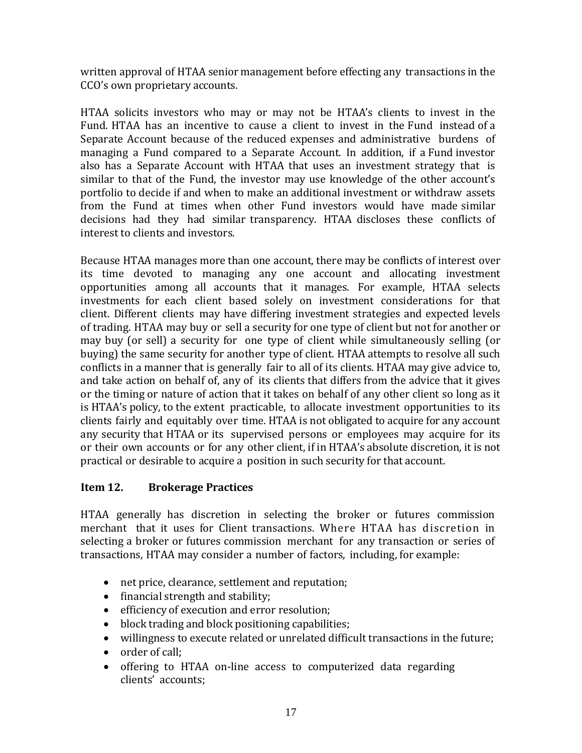written approval of HTAA senior management before effecting any transactions in the CCO's own proprietary accounts.

HTAA solicits investors who may or may not be HTAA's clients to invest in the Fund. HTAA has an incentive to cause a client to invest in the Fund instead of a Separate Account because of the reduced expenses and administrative burdens of managing a Fund compared to a Separate Account. In addition, if a Fund investor also has a Separate Account with HTAA that uses an investment strategy that is similar to that of the Fund, the investor may use knowledge of the other account's portfolio to decide if and when to make an additional investment or withdraw assets from the Fund at times when other Fund investors would have made similar decisions had they had similar transparency. HTAA discloses these conflicts of interest to clients and investors.

Because HTAA manages more than one account, there may be conflicts of interest over its time devoted to managing any one account and allocating investment opportunities among all accounts that it manages. For example, HTAA selects investments for each client based solely on investment considerations for that client. Different clients may have differing investment strategies and expected levels of trading. HTAA may buy or sell a security for one type of client but not for another or may buy (or sell) a security for one type of client while simultaneously selling (or buying) the same security for another type of client. HTAA attempts to resolve all such conflicts in a manner that is generally fair to all of its clients. HTAA may give advice to, and take action on behalf of, any of its clients that differs from the advice that it gives or the timing or nature of action that it takes on behalf of any other client so long as it is HTAA's policy, to the extent practicable, to allocate investment opportunities to its clients fairly and equitably over time. HTAA is not obligated to acquire for any account any security that HTAA or its supervised persons or employees may acquire for its or their own accounts or for any other client, if in HTAA's absolute discretion, it is not practical or desirable to acquire a position in such security for that account.

## Item 12. Brokerage Practices

HTAA generally has discretion in selecting the broker or futures commission merchant that it uses for Client transactions. Where HTAA has discretion in selecting a broker or futures commission merchant for any transaction or series of transactions, HTAA may consider a number of factors, including, for example:

- net price, clearance, settlement and reputation;
- financial strength and stability;
- efficiency of execution and error resolution;
- block trading and block positioning capabilities;
- willingness to execute related or unrelated difficult transactions in the future;
- order of call;
- offering to HTAA on-line access to computerized data regarding clients' accounts;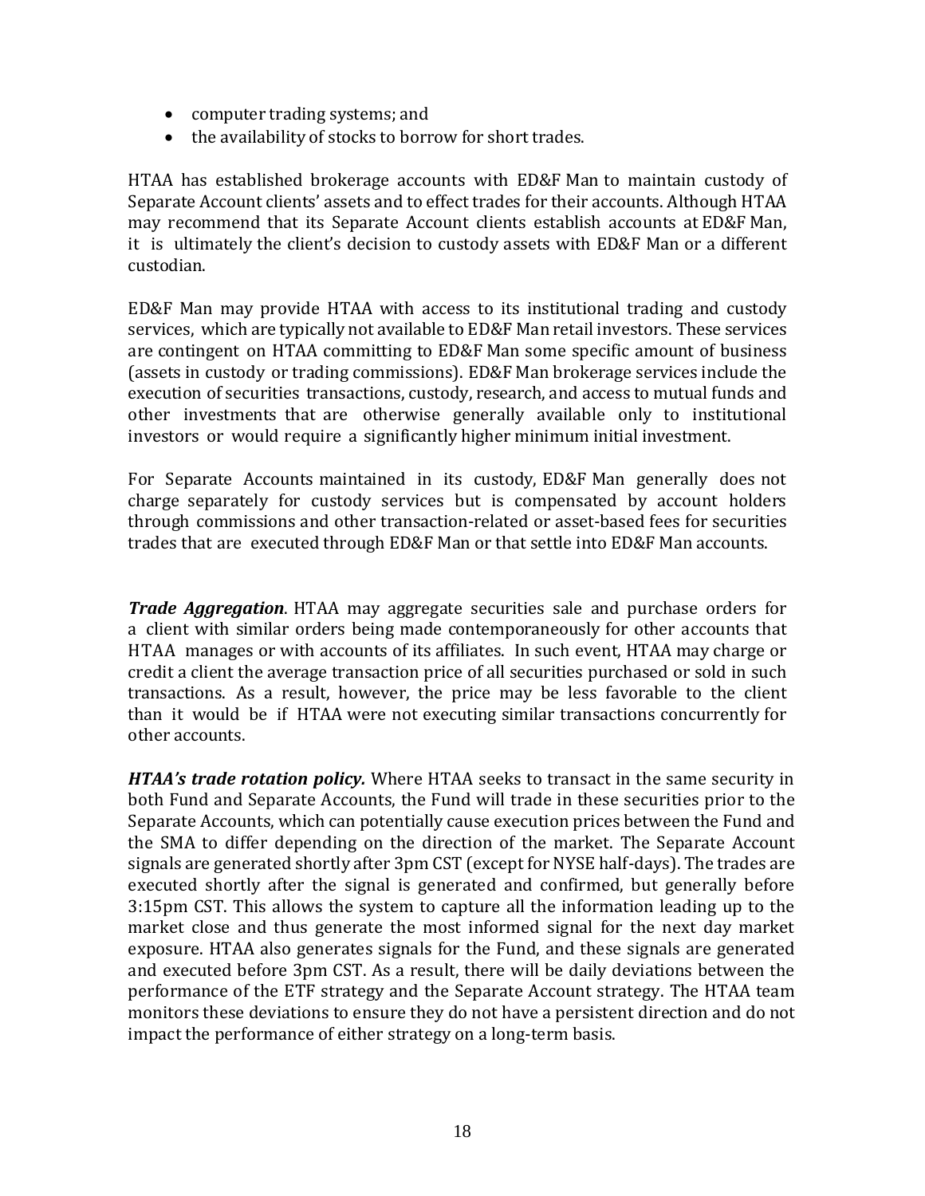- computer trading systems; and
- the availability of stocks to borrow for short trades.

HTAA has established brokerage accounts with ED&F Man to maintain custody of Separate Account clients' assets and to effect trades for their accounts. Although HTAA may recommend that its Separate Account clients establish accounts at ED&F Man, it is ultimately the client's decision to custody assets with ED&F Man or a different custodian.

ED&F Man may provide HTAA with access to its institutional trading and custody services, which are typically not available to ED&F Man retail investors. These services are contingent on HTAA committing to ED&F Man some specific amount of business (assets in custody or trading commissions). ED&F Man brokerage services include the execution of securities transactions, custody, research, and access to mutual funds and other investments that are otherwise generally available only to institutional investors or would require a significantly higher minimum initial investment.

For Separate Accounts maintained in its custody, ED&F Man generally does not charge separately for custody services but is compensated by account holders through commissions and other transaction-related or asset-based fees for securities trades that are executed through ED&F Man or that settle into ED&F Man accounts.

***Trade Aggregation***. HTAA may aggregate securities sale and purchase orders for a client with similar orders being made contemporaneously for other accounts that HTAA manages or with accounts of its affiliates. In such event, HTAA may charge or credit a client the average transaction price of all securities purchased or sold in such transactions. As a result, however, the price may be less favorable to the client than it would be if HTAA were not executing similar transactions concurrently for other accounts.

***HTAA's trade rotation policy.*** Where HTAA seeks to transact in the same security in both Fund and Separate Accounts, the Fund will trade in these securities prior to the Separate Accounts, which can potentially cause execution prices between the Fund and the SMA to differ depending on the direction of the market. The Separate Account signals are generated shortly after 3pm CST (except for NYSE half-days). The trades are executed shortly after the signal is generated and confirmed, but generally before 3:15pm CST. This allows the system to capture all the information leading up to the market close and thus generate the most informed signal for the next day market exposure. HTAA also generates signals for the Fund, and these signals are generated and executed before 3pm CST. As a result, there will be daily deviations between the performance of the ETF strategy and the Separate Account strategy. The HTAA team monitors these deviations to ensure they do not have a persistent direction and do not impact the performance of either strategy on a long-term basis.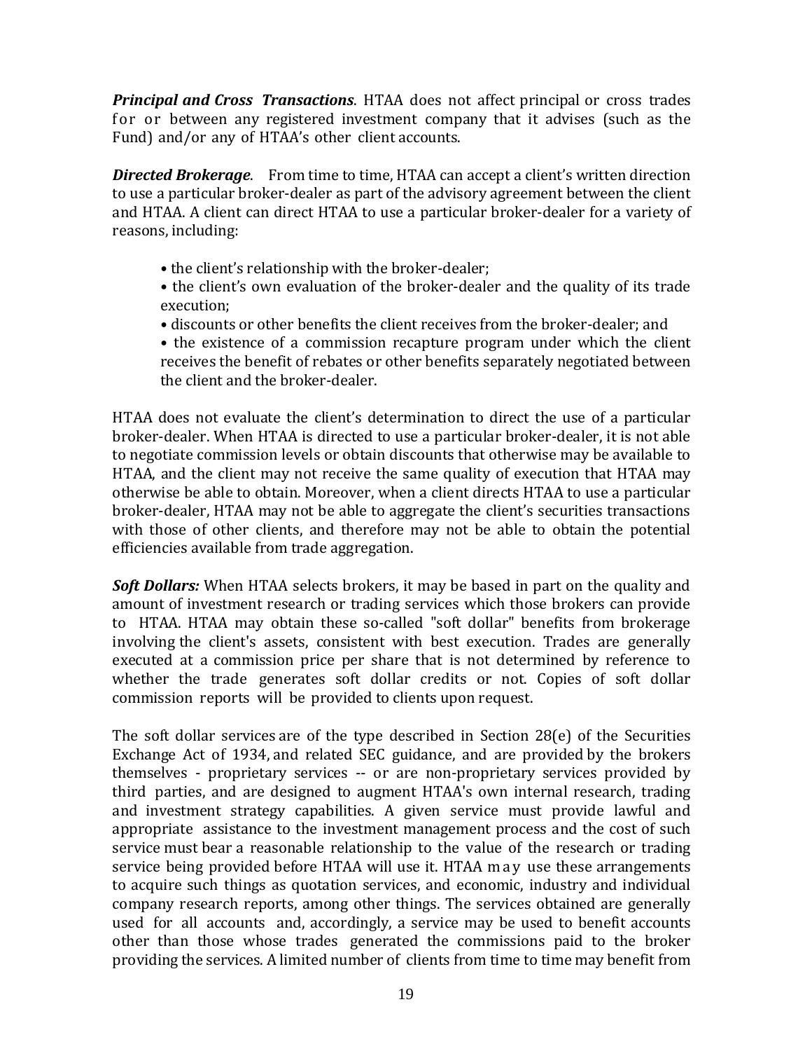***Principal and Cross Transactions***. HTAA does not affect principal or cross trades for or between any registered investment company that it advises (such as the Fund) and/or any of HTAA's other client accounts.

***Directed Brokerage***. From time to time, HTAA can accept a client's written direction to use a particular broker-dealer as part of the advisory agreement between the client and HTAA. A client can direct HTAA to use a particular broker-dealer for a variety of reasons, including:

- the client's relationship with the broker-dealer;
- the client's own evaluation of the broker-dealer and the quality of its trade execution;
- discounts or other benefits the client receives from the broker-dealer; and
- the existence of a commission recapture program under which the client receives the benefit of rebates or other benefits separately negotiated between the client and the broker-dealer.

HTAA does not evaluate the client's determination to direct the use of a particular broker-dealer. When HTAA is directed to use a particular broker-dealer, it is not able to negotiate commission levels or obtain discounts that otherwise may be available to HTAA, and the client may not receive the same quality of execution that HTAA may otherwise be able to obtain. Moreover, when a client directs HTAA to use a particular broker-dealer, HTAA may not be able to aggregate the client's securities transactions with those of other clients, and therefore may not be able to obtain the potential efficiencies available from trade aggregation.

***Soft Dollars:*** When HTAA selects brokers, it may be based in part on the quality and amount of investment research or trading services which those brokers can provide to HTAA. HTAA may obtain these so-called "soft dollar" benefits from brokerage involving the client's assets, consistent with best execution. Trades are generally executed at a commission price per share that is not determined by reference to whether the trade generates soft dollar credits or not. Copies of soft dollar commission reports will be provided to clients upon request.

The soft dollar services are of the type described in Section 28(e) of the Securities Exchange Act of 1934, and related SEC guidance, and are provided by the brokers themselves - proprietary services -- or are non-proprietary services provided by third parties, and are designed to augment HTAA's own internal research, trading and investment strategy capabilities. A given service must provide lawful and appropriate assistance to the investment management process and the cost of such service must bear a reasonable relationship to the value of the research or trading service being provided before HTAA will use it. HTAA may use these arrangements to acquire such things as quotation services, and economic, industry and individual company research reports, among other things. The services obtained are generally used for all accounts and, accordingly, a service may be used to benefit accounts other than those whose trades generated the commissions paid to the broker providing the services. A limited number of clients from time to time may benefit from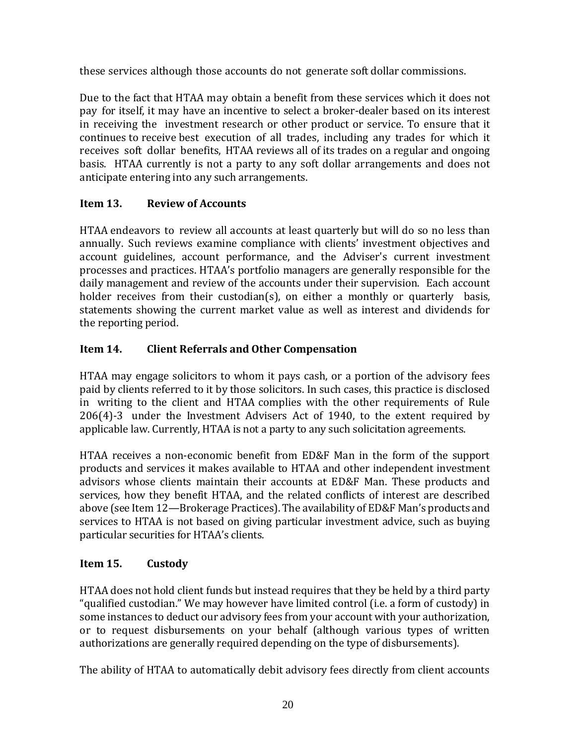these services although those accounts do not generate soft dollar commissions.

Due to the fact that HTAA may obtain a benefit from these services which it does not pay for itself, it may have an incentive to select a broker-dealer based on its interest in receiving the investment research or other product or service. To ensure that it continues to receive best execution of all trades, including any trades for which it receives soft dollar benefits, HTAA reviews all of its trades on a regular and ongoing basis. HTAA currently is not a party to any soft dollar arrangements and does not anticipate entering into any such arrangements.

## Item 13. Review of Accounts

HTAA endeavors to review all accounts at least quarterly but will do so no less than annually. Such reviews examine compliance with clients' investment objectives and account guidelines, account performance, and the Adviser's current investment processes and practices. HTAA's portfolio managers are generally responsible for the daily management and review of the accounts under their supervision. Each account holder receives from their custodian(s), on either a monthly or quarterly basis, statements showing the current market value as well as interest and dividends for the reporting period.

## Item 14. Client Referrals and Other Compensation

HTAA may engage solicitors to whom it pays cash, or a portion of the advisory fees paid by clients referred to it by those solicitors. In such cases, this practice is disclosed in writing to the client and HTAA complies with the other requirements of Rule 206(4)-3 under the Investment Advisers Act of 1940, to the extent required by applicable law. Currently, HTAA is not a party to any such solicitation agreements.

HTAA receives a non-economic benefit from ED&F Man in the form of the support products and services it makes available to HTAA and other independent investment advisors whose clients maintain their accounts at ED&F Man. These products and services, how they benefit HTAA, and the related conflicts of interest are described above (see Item 12—Brokerage Practices). The availability of ED&F Man's products and services to HTAA is not based on giving particular investment advice, such as buying particular securities for HTAA's clients.

## Item 15. Custody

HTAA does not hold client funds but instead requires that they be held by a third party "qualified custodian." We may however have limited control (i.e. a form of custody) in some instances to deduct our advisory fees from your account with your authorization, or to request disbursements on your behalf (although various types of written authorizations are generally required depending on the type of disbursements).

The ability of HTAA to automatically debit advisory fees directly from client accounts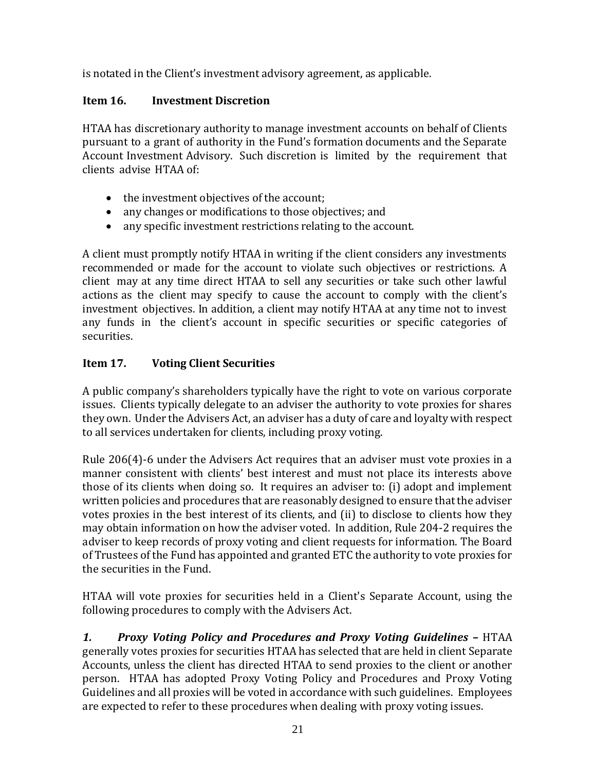is notated in the Client's investment advisory agreement, as applicable.

## Item 16. Investment Discretion

HTAA has discretionary authority to manage investment accounts on behalf of Clients pursuant to a grant of authority in the Fund's formation documents and the Separate Account Investment Advisory. Such discretion is limited by the requirement that clients advise HTAA of:

- the investment objectives of the account;
- any changes or modifications to those objectives; and
- any specific investment restrictions relating to the account.

A client must promptly notify HTAA in writing if the client considers any investments recommended or made for the account to violate such objectives or restrictions. A client may at any time direct HTAA to sell any securities or take such other lawful actions as the client may specify to cause the account to comply with the client's investment objectives. In addition, a client may notify HTAA at any time not to invest any funds in the client's account in specific securities or specific categories of securities.

## Item 17. Voting Client Securities

A public company's shareholders typically have the right to vote on various corporate issues. Clients typically delegate to an adviser the authority to vote proxies for shares they own. Under the Advisers Act, an adviser has a duty of care and loyalty with respect to all services undertaken for clients, including proxy voting.

Rule 206(4)-6 under the Advisers Act requires that an adviser must vote proxies in a manner consistent with clients' best interest and must not place its interests above those of its clients when doing so. It requires an adviser to: (i) adopt and implement written policies and procedures that are reasonably designed to ensure that the adviser votes proxies in the best interest of its clients, and (ii) to disclose to clients how they may obtain information on how the adviser voted. In addition, Rule 204-2 requires the adviser to keep records of proxy voting and client requests for information. The Board of Trustees of the Fund has appointed and granted ETC the authority to vote proxies for the securities in the Fund.

HTAA will vote proxies for securities held in a Client's Separate Account, using the following procedures to comply with the Advisers Act.

***1. Proxy Voting Policy and Procedures and Proxy Voting Guidelines –*** HTAA generally votes proxies for securities HTAA has selected that are held in client Separate Accounts, unless the client has directed HTAA to send proxies to the client or another person. HTAA has adopted Proxy Voting Policy and Procedures and Proxy Voting Guidelines and all proxies will be voted in accordance with such guidelines. Employees are expected to refer to these procedures when dealing with proxy voting issues.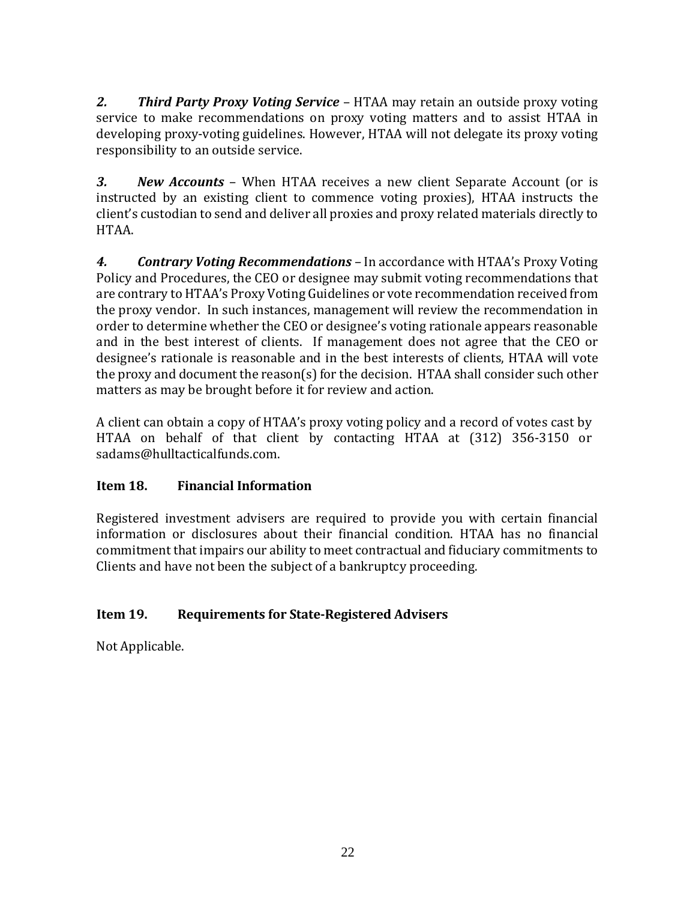***2. Third Party Proxy Voting Service*** – HTAA may retain an outside proxy voting service to make recommendations on proxy voting matters and to assist HTAA in developing proxy-voting guidelines. However, HTAA will not delegate its proxy voting responsibility to an outside service.

***3. New Accounts*** – When HTAA receives a new client Separate Account (or is instructed by an existing client to commence voting proxies), HTAA instructs the client's custodian to send and deliver all proxies and proxy related materials directly to HTAA.

***4. Contrary Voting Recommendations*** – In accordance with HTAA's Proxy Voting Policy and Procedures, the CEO or designee may submit voting recommendations that are contrary to HTAA's Proxy Voting Guidelines or vote recommendation received from the proxy vendor. In such instances, management will review the recommendation in order to determine whether the CEO or designee's voting rationale appears reasonable and in the best interest of clients. If management does not agree that the CEO or designee's rationale is reasonable and in the best interests of clients, HTAA will vote the proxy and document the reason(s) for the decision. HTAA shall consider such other matters as may be brought before it for review and action.

A client can obtain a copy of HTAA's proxy voting policy and a record of votes cast by HTAA on behalf of that client by contacting HTAA at (312) 356-3150 or sadams@hulltacticalfunds.com.

## Item 18. Financial Information

Registered investment advisers are required to provide you with certain financial information or disclosures about their financial condition. HTAA has no financial commitment that impairs our ability to meet contractual and fiduciary commitments to Clients and have not been the subject of a bankruptcy proceeding.

## Item 19. Requirements for State-Registered Advisers

Not Applicable.